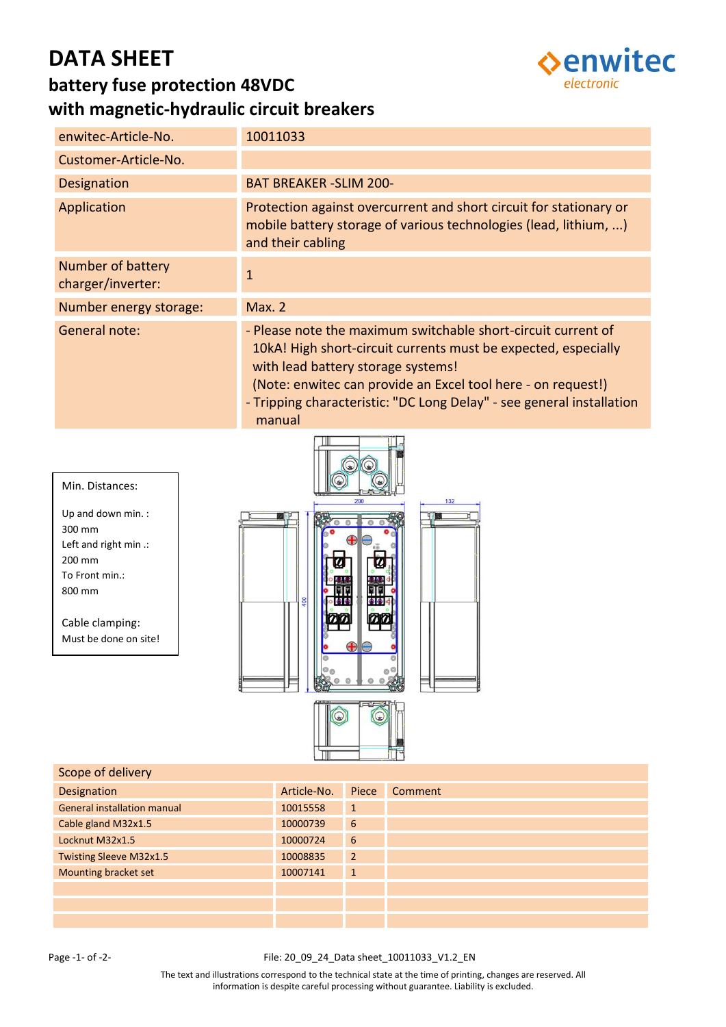# DATA SHEET

## battery fuse protection 48VDC
## with magnetic-hydraulic circuit breakers

enwitec electronic

| | |
|---|---|
| enwitec-Article-No. | 10011033 |
| Customer-Article-No. | |
| Designation | BAT BREAKER -SLIM 200- |
| Application | Protection against overcurrent and short circuit for stationary or mobile battery storage of various technologies (lead, lithium, ...) and their cabling |
| Number of battery charger/inverter: | 1 |
| Number energy storage: | Max. 2 |
| General note: | - Please note the maximum switchable short-circuit current of 10kA! High short-circuit currents must be expected, especially with lead battery storage systems! (Note: enwitec can provide an Excel tool here - on request!) - Tripping characteristic: "DC Long Delay" - see general installation manual |

Min. Distances:

Up and down min. : 300 mm
Left and right min .: 200 mm
To Front min.: 800 mm

Cable clamping: Must be done on site!

| Scope of delivery | | | |
|---|---|---|---|
| Designation | Article-No. | Piece | Comment |
| General installation manual | 10015558 | 1 | |
| Cable gland M32x1.5 | 10000739 | 6 | |
| Locknut M32x1.5 | 10000724 | 6 | |
| Twisting Sleeve M32x1.5 | 10008835 | 2 | |
| Mounting bracket set | 10007141 | 1 | |
| | | | |
| | | | |
| | | | |

File: 20_09_24_Data sheet_10011033_V1.2_EN

The text and illustrations correspond to the technical state at the time of printing, changes are reserved. All information is despite careful processing without guarantee. Liability is excluded.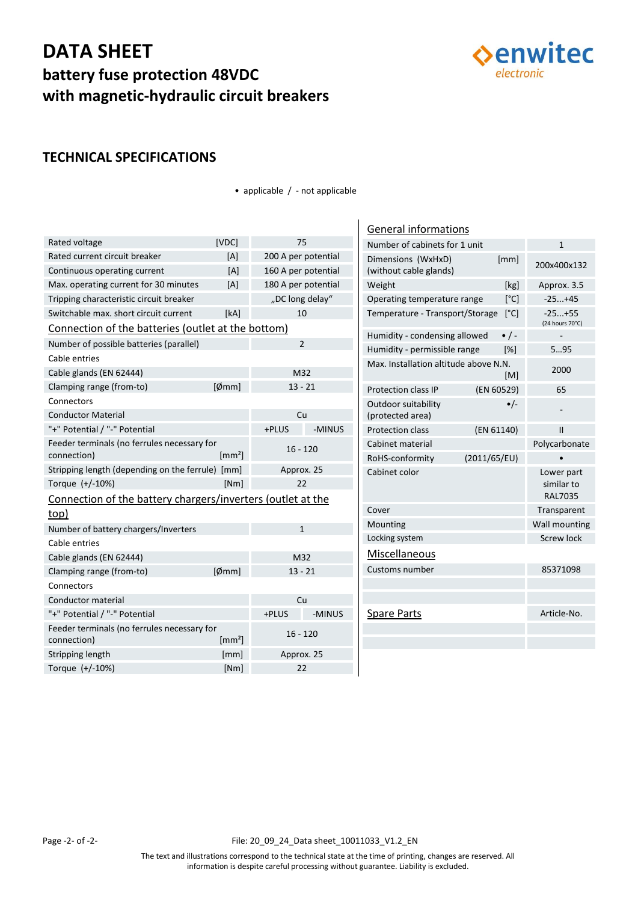# DATA SHEET

## battery fuse protection 48VDC
## with magnetic-hydraulic circuit breakers

enwitec electronic

## TECHNICAL SPECIFICATIONS

• applicable / - not applicable

| | | | |
|---|---|---|---|
| Rated voltage | [VDC] | 75 | |
| Rated current circuit breaker | [A] | 200 A per potential | |
| Continuous operating current | [A] | 160 A per potential | |
| Max. operating current for 30 minutes | [A] | 180 A per potential | |
| Tripping characteristic circuit breaker | | „DC long delay“ | |
| Switchable max. short circuit current | [kA] | 10 | |

### Connection of the batteries (outlet at the bottom)

| | | | |
|---|---|---|---|
| Number of possible batteries (parallel) | | 2 | |
| Cable entries | | | |
| Cable glands (EN 62444) | | M32 | |
| Clamping range (from-to) | [Ømm] | 13 - 21 | |
| Connectors | | | |
| Conductor Material | | Cu | |
| "+" Potential / "-" Potential | | +PLUS | -MINUS |
| Feeder terminals (no ferrules necessary for connection) | [mm²] | 16 - 120 | |
| Stripping length (depending on the ferrule) | [mm] | Approx. 25 | |
| Torque (+/-10%) | [Nm] | 22 | |

### Connection of the battery chargers/inverters (outlet at the top)

| | | | |
|---|---|---|---|
| Number of battery chargers/Inverters | | 1 | |
| Cable entries | | | |
| Cable glands (EN 62444) | | M32 | |
| Clamping range (from-to) | [Ømm] | 13 - 21 | |
| Connectors | | | |
| Conductor material | | Cu | |
| "+" Potential / "-" Potential | | +PLUS | -MINUS |
| Feeder terminals (no ferrules necessary for connection) | [mm²] | 16 - 120 | |
| Stripping length | [mm] | Approx. 25 | |
| Torque (+/-10%) | [Nm] | 22 | |

### General informations

| | | |
|---|---|---|
| Number of cabinets for 1 unit | | 1 |
| Dimensions (WxHxD) (without cable glands) | [mm] | 200x400x132 |
| Weight | [kg] | Approx. 3.5 |
| Operating temperature range | [°C] | -25...+45 |
| Temperature - Transport/Storage | [°C] | -25...+55 (24 hours 70°C) |
| Humidity - condensing allowed | • / - | - |
| Humidity - permissible range | [%] | 5...95 |
| Max. Installation altitude above N.N. | [M] | 2000 |
| Protection class IP | (EN 60529) | 65 |
| Outdoor suitability (protected area) | •/- | - |
| Protection class | (EN 61140) | II |
| Cabinet material | | Polycarbonate |
| RoHS-conformity | (2011/65/EU) | • |
| Cabinet color | | Lower part similar to RAL7035 |
| Cover | | Transparent |
| Mounting | | Wall mounting |
| Locking system | | Screw lock |

### Miscellaneous

| | |
|---|---|
| Customs number | 85371098 |
| | |
| | |

### Spare Parts

| | |
|---|---|
| | Article-No. |
| | |
| | |

File: 20_09_24_Data sheet_10011033_V1.2_EN

The text and illustrations correspond to the technical state at the time of printing, changes are reserved. All information is despite careful processing without guarantee. Liability is excluded.